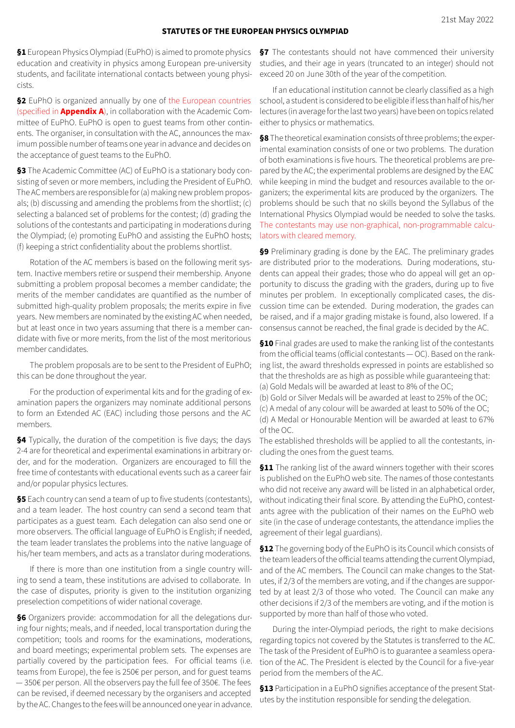21st May 2022

# STATUTES OF THE EUROPEAN PHYSICS OLYMPIAD

**§1** European Physics Olympiad (EuPhO) is aimed to promote physics education and creativity in physics among European pre-university students, and facilitate international contacts between young physicists.

**§2** EuPhO is organized annually by one of the European countries (specified in **Appendix A**), in collaboration with the Academic Committee of EuPhO. EuPhO is open to guest teams from other continents. The organiser, in consultation with the AC, announces the maximum possible number of teams one year in advance and decides on the acceptance of guest teams to the EuPhO.

**§3** The Academic Committee (AC) of EuPhO is a stationary body consisting of seven or more members, including the President of EuPhO. The AC members are responsible for (a) making new problem proposals; (b) discussing and amending the problems from the shortlist; (c) selecting a balanced set of problems for the contest; (d) grading the solutions of the contestants and participating in moderations during the Olympiad; (e) promoting EuPhO and assisting the EuPhO hosts; (f) keeping a strict confidentiality about the problems shortlist.

Rotation of the AC members is based on the following merit system. Inactive members retire or suspend their membership. Anyone submitting a problem proposal becomes a member candidate; the merits of the member candidates are quantified as the number of submitted high-quality problem proposals; the merits expire in five years. New members are nominated by the existing AC when needed, but at least once in two years assuming that there is a member candidate with five or more merits, from the list of the most meritorious member candidates.

The problem proposals are to be sent to the President of EuPhO; this can be done throughout the year.

For the production of experimental kits and for the grading of examination papers the organizers may nominate additional persons to form an Extended AC (EAC) including those persons and the AC members.

**§4** Typically, the duration of the competition is five days; the days 2-4 are for theoretical and experimental examinations in arbitrary order, and for the moderation. Organizers are encouraged to fill the free time of contestants with educational events such as a career fair and/or popular physics lectures.

**§5** Each country can send a team of up to five students (contestants), and a team leader. The host country can send a second team that participates as a guest team. Each delegation can also send one or more observers. The official language of EuPhO is English; if needed, the team leader translates the problems into the native language of his/her team members, and acts as a translator during moderations.

If there is more than one institution from a single country willing to send a team, these institutions are advised to collaborate. In the case of disputes, priority is given to the institution organizing preselection competitions of wider national coverage.

**§6** Organizers provide: accommodation for all the delegations during four nights; meals, and if needed, local transportation during the competition; tools and rooms for the examinations, moderations, and board meetings; experimental problem sets. The expenses are partially covered by the participation fees. For official teams (i.e. teams from Europe), the fee is 250€ per person, and for guest teams — 350€ per person. All the observers pay the full fee of 350€. The fees can be revised, if deemed necessary by the organisers and accepted by the AC. Changes to the fees will be announced one year in advance.

**§7** The contestants should not have commenced their university studies, and their age in years (truncated to an integer) should not exceed 20 on June 30th of the year of the competition.

If an educational institution cannot be clearly classified as a high school, a student is considered to be eligible if less than half of his/her lectures (in average for the last two years) have been on topics related either to physics or mathematics.

**§8** The theoretical examination consists of three problems; the experimental examination consists of one or two problems. The duration of both examinations is five hours. The theoretical problems are prepared by the AC; the experimental problems are designed by the EAC while keeping in mind the budget and resources available to the organizers; the experimental kits are produced by the organizers. The problems should be such that no skills beyond the Syllabus of the International Physics Olympiad would be needed to solve the tasks. The contestants may use non-graphical, non-programmable calculators with cleared memory.

**§9** Preliminary grading is done by the EAC. The preliminary grades are distributed prior to the moderations. During moderations, students can appeal their grades; those who do appeal will get an opportunity to discuss the grading with the graders, during up to five minutes per problem. In exceptionally complicated cases, the discussion time can be extended. During moderation, the grades can be raised, and if a major grading mistake is found, also lowered. If a consensus cannot be reached, the final grade is decided by the AC.

**§10** Final grades are used to make the ranking list of the contestants from the official teams (official contestants — OC). Based on the ranking list, the award thresholds expressed in points are established so that the thresholds are as high as possible while guaranteeing that:
(a) Gold Medals will be awarded at least to 8% of the OC;
(b) Gold or Silver Medals will be awarded at least to 25% of the OC;
(c) A medal of any colour will be awarded at least to 50% of the OC;
(d) A Medal or Honourable Mention will be awarded at least to 67% of the OC.
The established thresholds will be applied to all the contestants, including the ones from the guest teams.

**§11** The ranking list of the award winners together with their scores is published on the EuPhO web site. The names of those contestants who did not receive any award will be listed in an alphabetical order, without indicating their final score. By attending the EuPhO, contestants agree with the publication of their names on the EuPhO web site (in the case of underage contestants, the attendance implies the agreement of their legal guardians).

**§12** The governing body of the EuPhO is its Council which consists of the team leaders of the official teams attending the current Olympiad, and of the AC members. The Council can make changes to the Statutes, if 2/3 of the members are voting, and if the changes are supported by at least 2/3 of those who voted. The Council can make any other decisions if 2/3 of the members are voting, and if the motion is supported by more than half of those who voted.

During the inter-Olympiad periods, the right to make decisions regarding topics not covered by the Statutes is transferred to the AC. The task of the President of EuPhO is to guarantee a seamless operation of the AC. The President is elected by the Council for a five-year period from the members of the AC.

**§13** Participation in a EuPhO signifies acceptance of the present Statutes by the institution responsible for sending the delegation.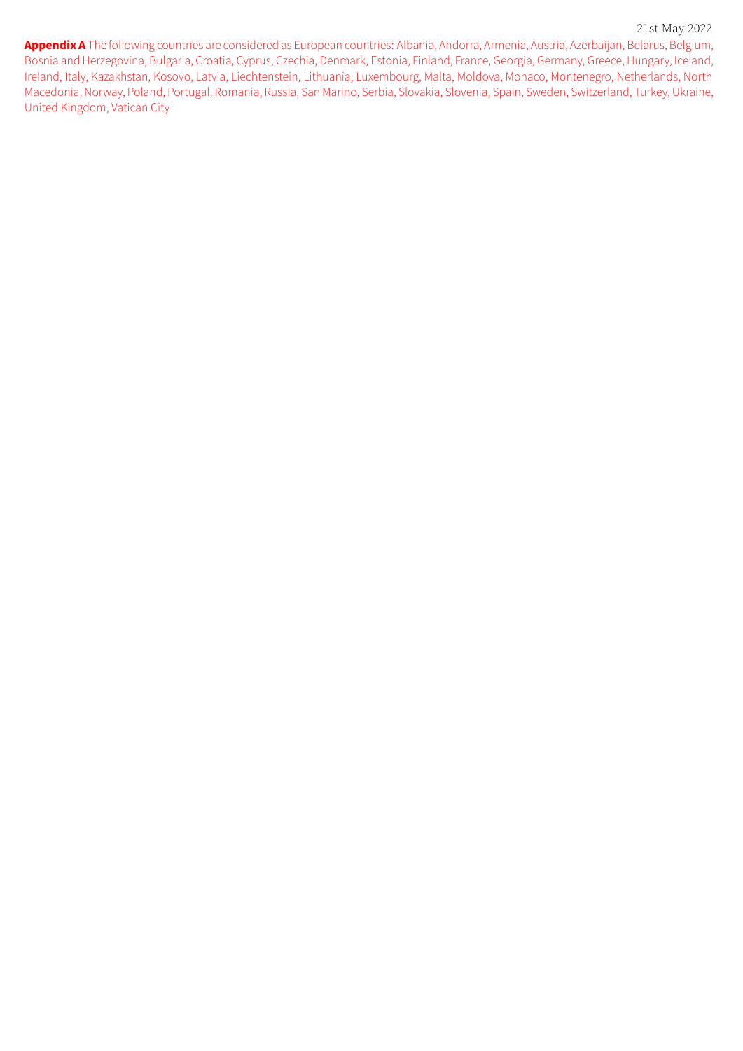21st May 2022

**Appendix A** The following countries are considered as European countries: Albania, Andorra, Armenia, Austria, Azerbaijan, Belarus, Belgium, Bosnia and Herzegovina, Bulgaria, Croatia, Cyprus, Czechia, Denmark, Estonia, Finland, France, Georgia, Germany, Greece, Hungary, Iceland, Ireland, Italy, Kazakhstan, Kosovo, Latvia, Liechtenstein, Lithuania, Luxembourg, Malta, Moldova, Monaco, Montenegro, Netherlands, North Macedonia, Norway, Poland, Portugal, Romania, Russia, San Marino, Serbia, Slovakia, Slovenia, Spain, Sweden, Switzerland, Turkey, Ukraine, United Kingdom, Vatican City